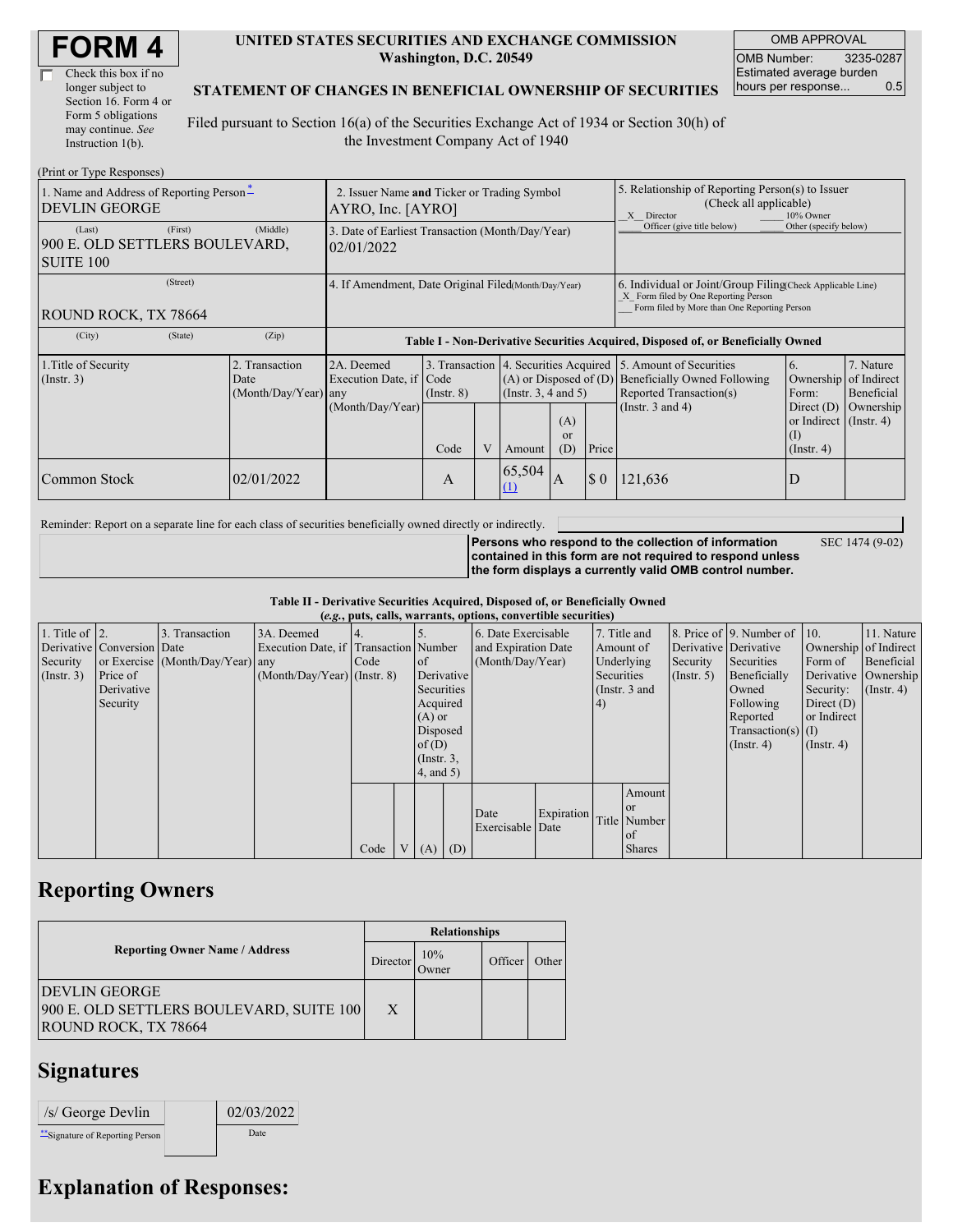# FORM 4

☐ Check this box if no longer subject to Section 16. Form 4 or Form 5 obligations may continue. *See* Instruction 1(b).

**UNITED STATES SECURITIES AND EXCHANGE COMMISSION**
**Washington, D.C. 20549**

**STATEMENT OF CHANGES IN BENEFICIAL OWNERSHIP OF SECURITIES**

Filed pursuant to Section 16(a) of the Securities Exchange Act of 1934 or Section 30(h) of the Investment Company Act of 1940

| OMB APPROVAL | |
|---|---|
| OMB Number: | 3235-0287 |
| Estimated average burden hours per response... | 0.5 |

(Print or Type Responses)

| 1. Name and Address of Reporting Person * | 2. Issuer Name and Ticker or Trading Symbol | 5. Relationship of Reporting Person(s) to Issuer (Check all applicable) |
|---|---|---|
| DEVLIN GEORGE | AYRO, Inc. [AYRO] | _X_ Director ___ 10% Owner ___ Officer (give title below) ___ Other (specify below) |
| (Last) (First) (Middle) 900 E. OLD SETTLERS BOULEVARD, SUITE 100 | 3. Date of Earliest Transaction (Month/Day/Year) 02/01/2022 | |
| (Street) ROUND ROCK, TX 78664 | 4. If Amendment, Date Original Filed (Month/Day/Year) | 6. Individual or Joint/Group Filing (Check Applicable Line) _X_ Form filed by One Reporting Person ___ Form filed by More than One Reporting Person |
| (City) (State) (Zip) | | |

**Table I - Non-Derivative Securities Acquired, Disposed of, or Beneficially Owned**

| 1.Title of Security (Instr. 3) | 2. Transaction Date (Month/Day/Year) | 2A. Deemed Execution Date, if any (Month/Day/Year) | 3. Transaction Code (Instr. 8) | | 4. Securities Acquired (A) or Disposed of (D) (Instr. 3, 4 and 5) | | | 5. Amount of Securities Beneficially Owned Following Reported Transaction(s) (Instr. 3 and 4) | 6. Ownership Form: Direct (D) or Indirect (I) (Instr. 4) | 7. Nature of Indirect Beneficial Ownership (Instr. 4) |
|---|---|---|---|---|---|---|---|---|---|---|
| | | | Code | V | Amount | (A) or (D) | Price | | | |
| Common Stock | 02/01/2022 | | A | | 65,504 (1) | A | $ 0 | 121,636 | D | |

Reminder: Report on a separate line for each class of securities beneficially owned directly or indirectly.

**Persons who respond to the collection of information contained in this form are not required to respond unless the form displays a currently valid OMB control number.** SEC 1474 (9-02)

**Table II - Derivative Securities Acquired, Disposed of, or Beneficially Owned**
**(*e.g.*, puts, calls, warrants, options, convertible securities)**

| 1. Title of Derivative Security (Instr. 3) | 2. Conversion or Exercise Price of Derivative Security | 3. Transaction Date (Month/Day/Year) | 3A. Deemed Execution Date, if any (Month/Day/Year) | 4. Transaction Code (Instr. 8) | | 5. Number of Derivative Securities Acquired (A) or Disposed of (D) (Instr. 3, 4, and 5) | | 6. Date Exercisable and Expiration Date (Month/Day/Year) | | 7. Title and Amount of Underlying Securities (Instr. 3 and 4) | | 8. Price of Derivative Security (Instr. 5) | 9. Number of Derivative Securities Beneficially Owned Following Reported Transaction(s) (Instr. 4) | 10. Ownership Form of Derivative Security: Direct (D) or Indirect (I) (Instr. 4) | 11. Nature of Indirect Beneficial Ownership (Instr. 4) |
|---|---|---|---|---|---|---|---|---|---|---|---|---|---|---|---|
| | | | | Code | V | (A) | (D) | Date Exercisable | Expiration Date | Title | Amount or Number of Shares | | | | |

## Reporting Owners

| Reporting Owner Name / Address | Relationships | | | |
|---|---|---|---|---|
| | Director | 10% Owner | Officer | Other |
| DEVLIN GEORGE 900 E. OLD SETTLERS BOULEVARD, SUITE 100 ROUND ROCK, TX 78664 | X | | | |

## Signatures

| /s/ George Devlin | 02/03/2022 |
|---|---|
| ** Signature of Reporting Person | Date |

## Explanation of Responses: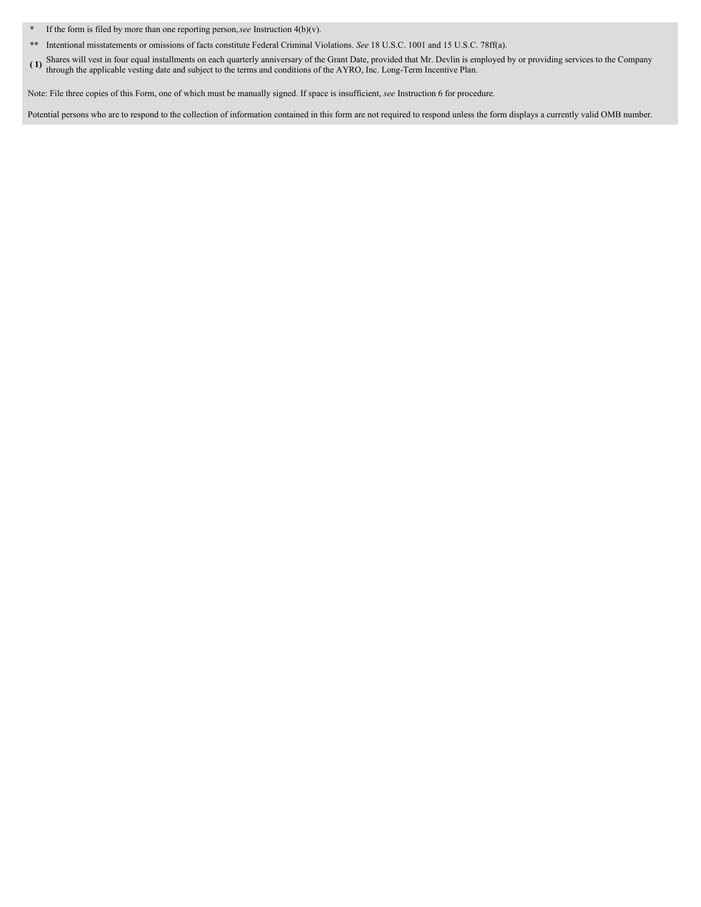* If the form is filed by more than one reporting person, *see* Instruction 4(b)(v).

** Intentional misstatements or omissions of facts constitute Federal Criminal Violations. *See* 18 U.S.C. 1001 and 15 U.S.C. 78ff(a).

(1) Shares will vest in four equal installments on each quarterly anniversary of the Grant Date, provided that Mr. Devlin is employed by or providing services to the Company through the applicable vesting date and subject to the terms and conditions of the AYRO, Inc. Long-Term Incentive Plan.

Note: File three copies of this Form, one of which must be manually signed. If space is insufficient, *see* Instruction 6 for procedure.

Potential persons who are to respond to the collection of information contained in this form are not required to respond unless the form displays a currently valid OMB number.